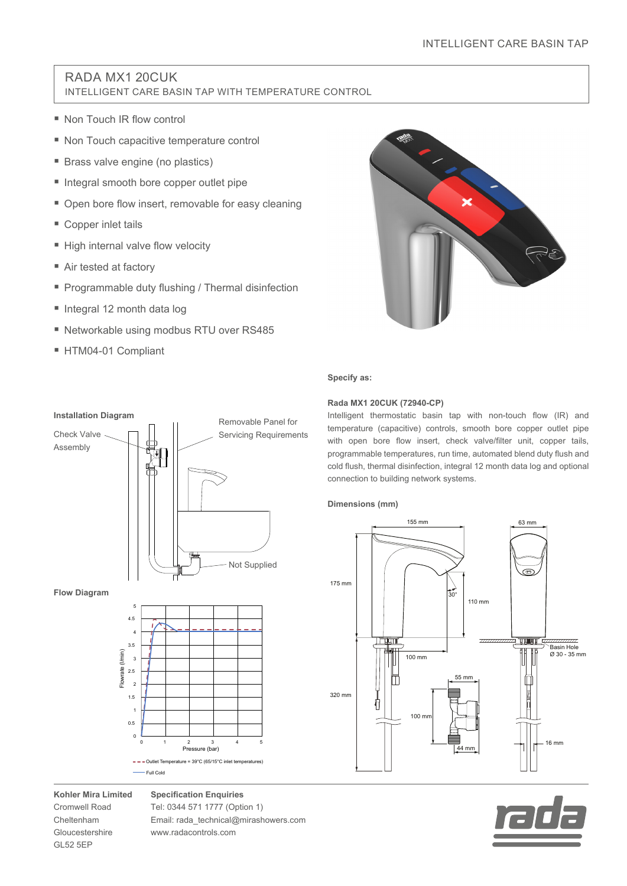# RADA MX1 20CUK

## INTELLIGENT CARE BASIN TAP WITH TEMPERATURE CONTROL

- Non Touch IR flow control
- Non Touch capacitive temperature control
- Brass valve engine (no plastics)
- Integral smooth bore copper outlet pipe
- Open bore flow insert, removable for easy cleaning
- Copper inlet tails
- High internal valve flow velocity
- Air tested at factory
- Programmable duty flushing / Thermal disinfection
- Integral 12 month data log
- Networkable using modbus RTU over RS485
- HTM04-01 Compliant

**Specify as:**

**Rada MX1 20CUK (72940-CP)**

Intelligent thermostatic basin tap with non-touch flow (IR) and temperature (capacitive) controls, smooth bore copper outlet pipe with open bore flow insert, check valve/filter unit, copper tails, programmable temperatures, run time, automated blend duty flush and cold flush, thermal disinfection, integral 12 month data log and optional connection to building network systems.

**Installation Diagram**

Check Valve Assembly

Removable Panel for Servicing Requirements

Not Supplied

**Dimensions (mm)**

155 mm, 63 mm, 175 mm, 30°, 110 mm, 100 mm, Basin Hole Ø 30 - 35 mm, 55 mm, 320 mm, 100 mm, 44 mm, 16 mm

**Flow Diagram**

Flowrate (l/min) vs Pressure (bar)

- - - Outlet Temperature = 39°C (65/15°C inlet temperatures)

— Full Cold

**Kohler Mira Limited**
Cromwell Road
Cheltenham
Gloucestershire
GL52 5EP

**Specification Enquiries**
Tel: 0344 571 1777 (Option 1)
Email: rada_technical@mirashowers.com
www.radacontrols.com

rada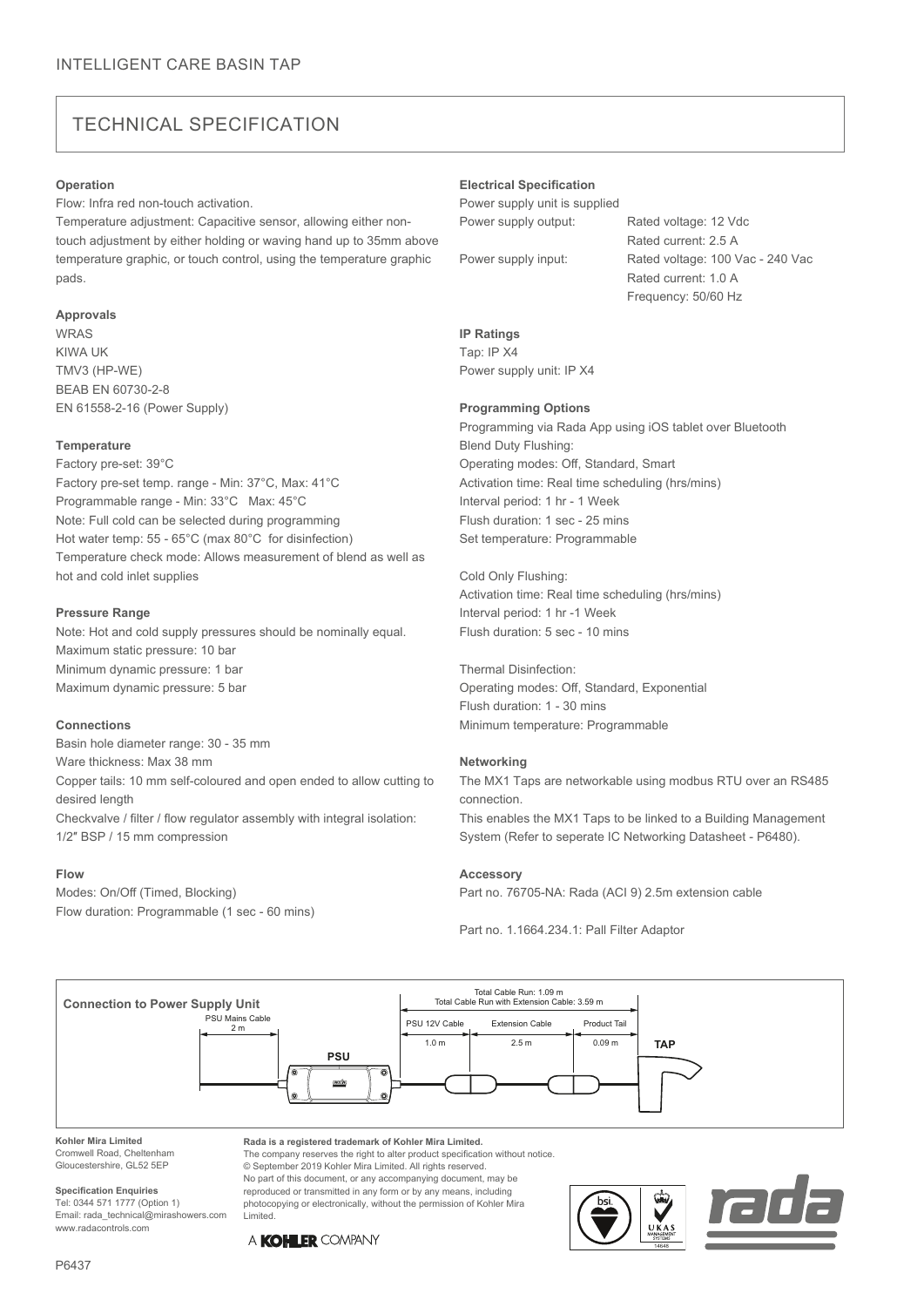INTELLIGENT CARE BASIN TAP

# TECHNICAL SPECIFICATION

### Operation

Flow: Infra red non-touch activation.

Temperature adjustment: Capacitive sensor, allowing either non-touch adjustment by either holding or waving hand up to 35mm above temperature graphic, or touch control, using the temperature graphic pads.

### Approvals

WRAS
KIWA UK
TMV3 (HP-WE)
BEAB EN 60730-2-8
EN 61558-2-16 (Power Supply)

### Temperature

Factory pre-set: 39°C
Factory pre-set temp. range - Min: 37°C, Max: 41°C
Programmable range - Min: 33°C Max: 45°C
Note: Full cold can be selected during programming
Hot water temp: 55 - 65°C (max 80°C for disinfection)
Temperature check mode: Allows measurement of blend as well as hot and cold inlet supplies

### Pressure Range

Note: Hot and cold supply pressures should be nominally equal.
Maximum static pressure: 10 bar
Minimum dynamic pressure: 1 bar
Maximum dynamic pressure: 5 bar

### Connections

Basin hole diameter range: 30 - 35 mm
Ware thickness: Max 38 mm
Copper tails: 10 mm self-coloured and open ended to allow cutting to desired length
Checkvalve / filter / flow regulator assembly with integral isolation: 1/2″ BSP / 15 mm compression

### Flow

Modes: On/Off (Timed, Blocking)
Flow duration: Programmable (1 sec - 60 mins)

### Electrical Specification

Power supply unit is supplied

| | |
|---|---|
| Power supply output: | Rated voltage: 12 Vdc<br>Rated current: 2.5 A |
| Power supply input: | Rated voltage: 100 Vac - 240 Vac<br>Rated current: 1.0 A<br>Frequency: 50/60 Hz |

### IP Ratings

Tap: IP X4
Power supply unit: IP X4

### Programming Options

Programming via Rada App using iOS tablet over Bluetooth
Blend Duty Flushing:
Operating modes: Off, Standard, Smart
Activation time: Real time scheduling (hrs/mins)
Interval period: 1 hr - 1 Week
Flush duration: 1 sec - 25 mins
Set temperature: Programmable

Cold Only Flushing:
Activation time: Real time scheduling (hrs/mins)
Interval period: 1 hr -1 Week
Flush duration: 5 sec - 10 mins

Thermal Disinfection:
Operating modes: Off, Standard, Exponential
Flush duration: 1 - 30 mins
Minimum temperature: Programmable

### Networking

The MX1 Taps are networkable using modbus RTU over an RS485 connection.
This enables the MX1 Taps to be linked to a Building Management System (Refer to seperate IC Networking Datasheet - P6480).

### Accessory

Part no. 76705-NA: Rada (ACI 9) 2.5m extension cable

Part no. 1.1664.234.1: Pall Filter Adaptor

### Connection to Power Supply Unit

PSU Mains Cable
2 m
PSU
Total Cable Run: 1.09 m
Total Cable Run with Extension Cable: 3.59 m
PSU 12V Cable
1.0 m
Extension Cable
2.5 m
Product Tail
0.09 m
TAP

**Kohler Mira Limited**
Cromwell Road, Cheltenham
Gloucestershire, GL52 5EP

**Specification Enquiries**
Tel: 0344 571 1777 (Option 1)
Email: rada_technical@mirashowers.com
www.radacontrols.com

**Rada is a registered trademark of Kohler Mira Limited.**
The company reserves the right to alter product specification without notice.
© September 2019 Kohler Mira Limited. All rights reserved.
No part of this document, or any accompanying document, may be reproduced or transmitted in any form or by any means, including photocopying or electronically, without the permission of Kohler Mira Limited.

A KOHLER COMPANY

P6437